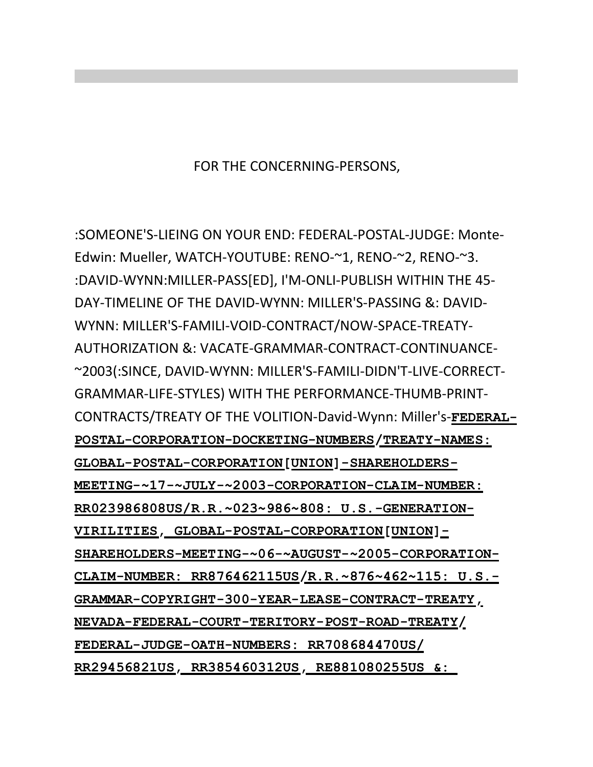FOR THE CONCERNING-PERSONS,

:SOMEONE'S-LIEING ON YOUR END: FEDERAL-POSTAL-JUDGE: Monte-Edwin: Mueller, WATCH-YOUTUBE: RENO-~1, RENO-~2, RENO-~3. :DAVID-WYNN:MILLER-PASS[ED], I'M-ONLI-PUBLISH WITHIN THE 45-DAY-TIMELINE OF THE DAVID-WYNN: MILLER'S-PASSING &: DAVID-WYNN: MILLER'S-FAMILI-VOID-CONTRACT/NOW-SPACE-TREATY-AUTHORIZATION &: VACATE-GRAMMAR-CONTRACT-CONTINUANCE-~2003(:SINCE, DAVID-WYNN: MILLER'S-FAMILI-DIDN'T-LIVE-CORRECT-GRAMMAR-LIFE-STYLES) WITH THE PERFORMANCE-THUMB-PRINT-CONTRACTS/TREATY OF THE VOLITION-David-Wynn: Miller's-**FEDERAL-POSTAL-CORPORATION-DOCKETING-NUMBERS/TREATY-NAMES: GLOBAL-POSTAL-CORPORATION[UNION]-SHAREHOLDERS-MEETING-~17-~JULY-~2003-CORPORATION-CLAIM-NUMBER: RR023986808US/R.R.~023~986~808: U.S.-GENERATION-VIRILITIES, GLOBAL-POSTAL-CORPORATION[UNION]-SHAREHOLDERS-MEETING-~06-~AUGUST-~2005-CORPORATION-CLAIM-NUMBER: RR876462115US/R.R.~876~462~115: U.S.-GRAMMAR-COPYRIGHT-300-YEAR-LEASE-CONTRACT-TREATY, NEVADA-FEDERAL-COURT-TERITORY-POST-ROAD-TREATY/ FEDERAL-JUDGE-OATH-NUMBERS: RR708684470US/ RR29456821US, RR385460312US, RE881080255US &:**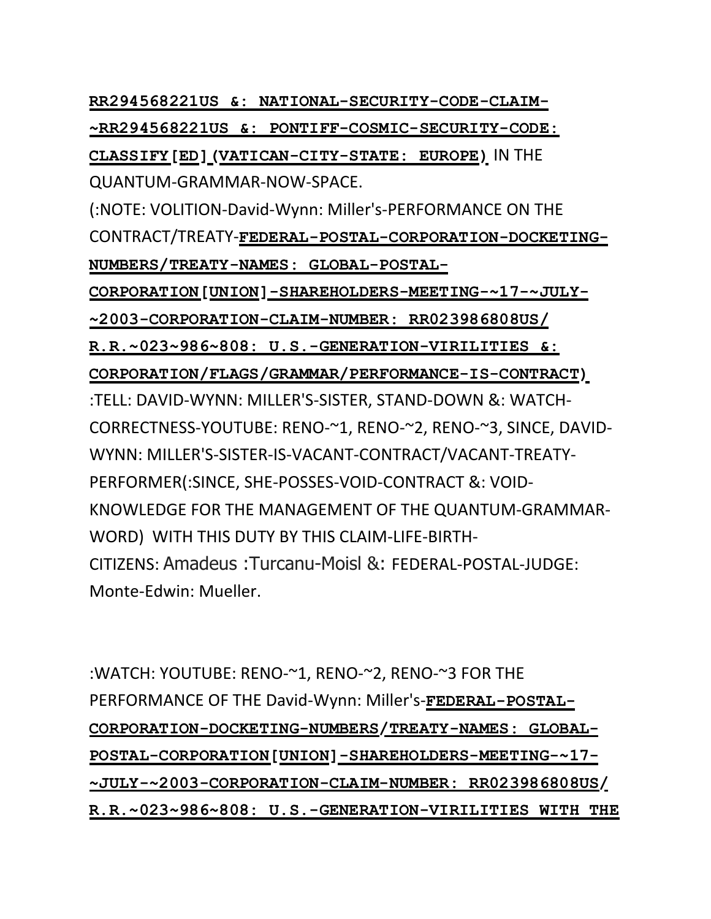**RR294568221US &: NATIONAL-SECURITY-CODE-CLAIM-~RR294568221US &: PONTIFF-COSMIC-SECURITY-CODE: CLASSIFY[ED](VATICAN-CITY-STATE: EUROPE)** IN THE QUANTUM-GRAMMAR-NOW-SPACE.

(:NOTE: VOLITION-David-Wynn: Miller's-PERFORMANCE ON THE CONTRACT/TREATY-**FEDERAL-POSTAL-CORPORATION-DOCKETING-NUMBERS/TREATY-NAMES: GLOBAL-POSTAL-CORPORATION[UNION]-SHAREHOLDERS-MEETING-~17-~JULY-~2003-CORPORATION-CLAIM-NUMBER: RR023986808US/ R.R.~023~986~808: U.S.-GENERATION-VIRILITIES &: CORPORATION/FLAGS/GRAMMAR/PERFORMANCE-IS-CONTRACT)** :TELL: DAVID-WYNN: MILLER'S-SISTER, STAND-DOWN &: WATCH-CORRECTNESS-YOUTUBE: RENO-~1, RENO-~2, RENO-~3, SINCE, DAVID-WYNN: MILLER'S-SISTER-IS-VACANT-CONTRACT/VACANT-TREATY-PERFORMER(:SINCE, SHE-POSSES-VOID-CONTRACT &: VOID-KNOWLEDGE FOR THE MANAGEMENT OF THE QUANTUM-GRAMMAR-WORD) WITH THIS DUTY BY THIS CLAIM-LIFE-BIRTH-CITIZENS: Amadeus :Turcanu-Moisl &: FEDERAL-POSTAL-JUDGE: Monte-Edwin: Mueller.

:WATCH: YOUTUBE: RENO-~1, RENO-~2, RENO-~3 FOR THE PERFORMANCE OF THE David-Wynn: Miller's-**FEDERAL-POSTAL-CORPORATION-DOCKETING-NUMBERS/TREATY-NAMES: GLOBAL-POSTAL-CORPORATION[UNION]-SHAREHOLDERS-MEETING-~17-~JULY-~2003-CORPORATION-CLAIM-NUMBER: RR023986808US/ R.R.~023~986~808: U.S.-GENERATION-VIRILITIES WITH THE**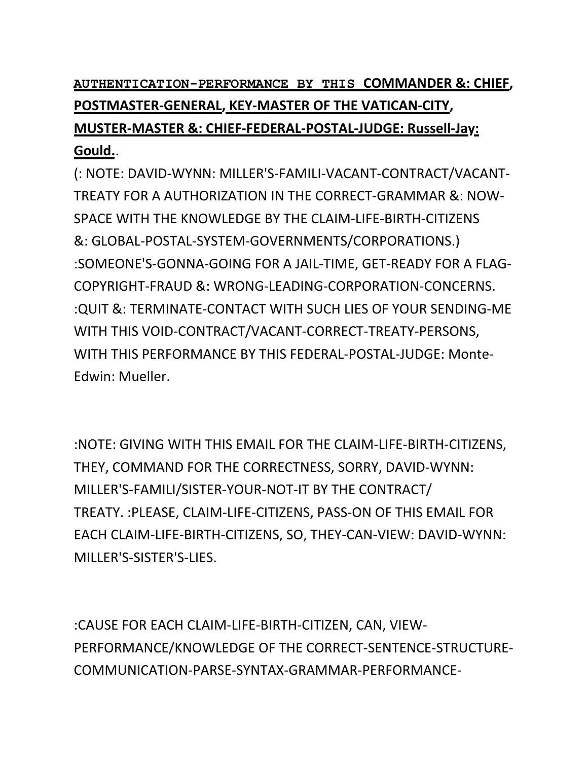**<u>AUTHENTICATION-PERFORMANCE BY THIS COMMANDER &: CHIEF</u>, <u>POSTMASTER-GENERAL</u>, <u>KEY-MASTER OF THE VATICAN-CITY</u>, <u>MUSTER-MASTER &: CHIEF-FEDERAL-POSTAL-JUDGE: Russell-Jay: Gould.</u>**.

(: NOTE: DAVID-WYNN: MILLER'S-FAMILI-VACANT-CONTRACT/VACANT-TREATY FOR A AUTHORIZATION IN THE CORRECT-GRAMMAR &: NOW-SPACE WITH THE KNOWLEDGE BY THE CLAIM-LIFE-BIRTH-CITIZENS &: GLOBAL-POSTAL-SYSTEM-GOVERNMENTS/CORPORATIONS.) :SOMEONE'S-GONNA-GOING FOR A JAIL-TIME, GET-READY FOR A FLAG-COPYRIGHT-FRAUD &: WRONG-LEADING-CORPORATION-CONCERNS. :QUIT &: TERMINATE-CONTACT WITH SUCH LIES OF YOUR SENDING-ME WITH THIS VOID-CONTRACT/VACANT-CORRECT-TREATY-PERSONS, WITH THIS PERFORMANCE BY THIS FEDERAL-POSTAL-JUDGE: Monte-Edwin: Mueller.

:NOTE: GIVING WITH THIS EMAIL FOR THE CLAIM-LIFE-BIRTH-CITIZENS, THEY, COMMAND FOR THE CORRECTNESS, SORRY, DAVID-WYNN: MILLER'S-FAMILI/SISTER-YOUR-NOT-IT BY THE CONTRACT/ TREATY. :PLEASE, CLAIM-LIFE-CITIZENS, PASS-ON OF THIS EMAIL FOR EACH CLAIM-LIFE-BIRTH-CITIZENS, SO, THEY-CAN-VIEW: DAVID-WYNN: MILLER'S-SISTER'S-LIES.

:CAUSE FOR EACH CLAIM-LIFE-BIRTH-CITIZEN, CAN, VIEW-PERFORMANCE/KNOWLEDGE OF THE CORRECT-SENTENCE-STRUCTURE-COMMUNICATION-PARSE-SYNTAX-GRAMMAR-PERFORMANCE-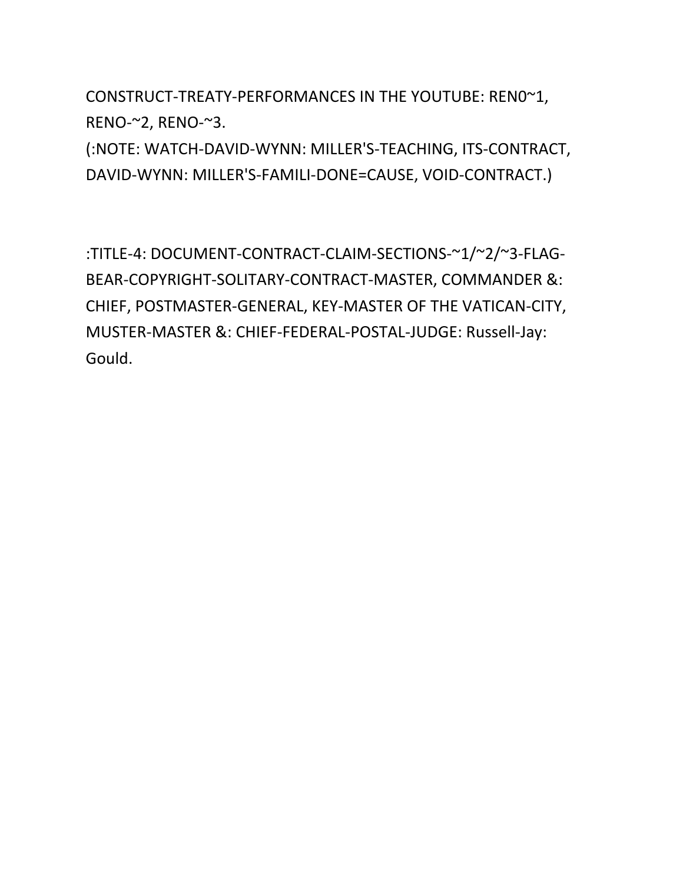CONSTRUCT-TREATY-PERFORMANCES IN THE YOUTUBE: REN0~1, RENO-~2, RENO-~3.
(:NOTE: WATCH-DAVID-WYNN: MILLER'S-TEACHING, ITS-CONTRACT, DAVID-WYNN: MILLER'S-FAMILI-DONE=CAUSE, VOID-CONTRACT.)

:TITLE-4: DOCUMENT-CONTRACT-CLAIM-SECTIONS-~1/~2/~3-FLAG-BEAR-COPYRIGHT-SOLITARY-CONTRACT-MASTER, COMMANDER &: CHIEF, POSTMASTER-GENERAL, KEY-MASTER OF THE VATICAN-CITY, MUSTER-MASTER &: CHIEF-FEDERAL-POSTAL-JUDGE: Russell-Jay: Gould.